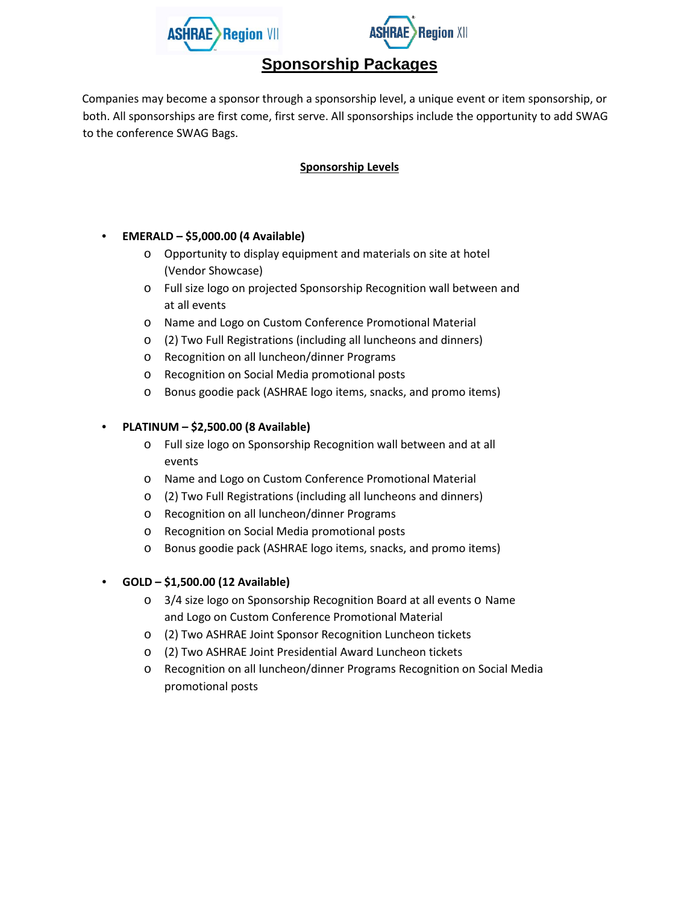# Sponsorship Packages

Companies may become a sponsor through a sponsorship level, a unique event or item sponsorship, or both. All sponsorships are first come, first serve. All sponsorships include the opportunity to add SWAG to the conference SWAG Bags.

## Sponsorship Levels

- **EMERALD – $5,000.00 (4 Available)**
  - Opportunity to display equipment and materials on site at hotel (Vendor Showcase)
  - Full size logo on projected Sponsorship Recognition wall between and at all events
  - Name and Logo on Custom Conference Promotional Material
  - (2) Two Full Registrations (including all luncheons and dinners)
  - Recognition on all luncheon/dinner Programs
  - Recognition on Social Media promotional posts
  - Bonus goodie pack (ASHRAE logo items, snacks, and promo items)

- **PLATINUM – $2,500.00 (8 Available)**
  - Full size logo on Sponsorship Recognition wall between and at all events
  - Name and Logo on Custom Conference Promotional Material
  - (2) Two Full Registrations (including all luncheons and dinners)
  - Recognition on all luncheon/dinner Programs
  - Recognition on Social Media promotional posts
  - Bonus goodie pack (ASHRAE logo items, snacks, and promo items)

- **GOLD – $1,500.00 (12 Available)**
  - 3/4 size logo on Sponsorship Recognition Board at all events o Name and Logo on Custom Conference Promotional Material
  - (2) Two ASHRAE Joint Sponsor Recognition Luncheon tickets
  - (2) Two ASHRAE Joint Presidential Award Luncheon tickets
  - Recognition on all luncheon/dinner Programs Recognition on Social Media promotional posts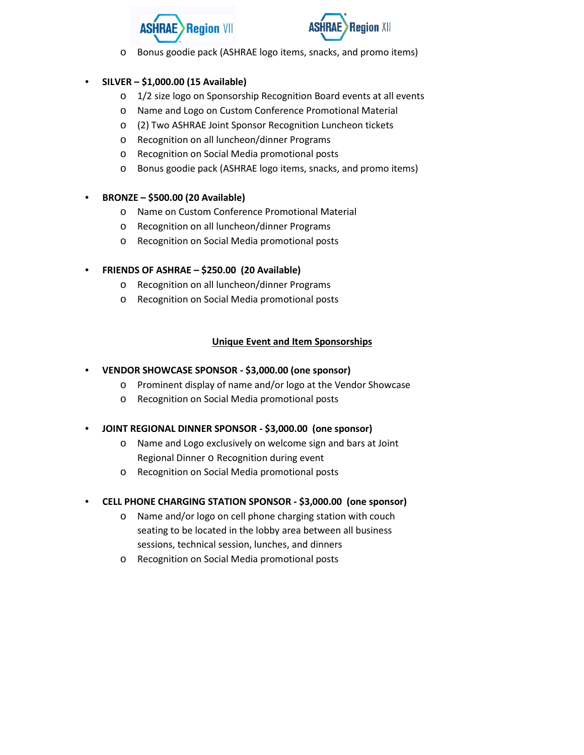- Bonus goodie pack (ASHRAE logo items, snacks, and promo items)

- **SILVER – $1,000.00 (15 Available)**
  - 1/2 size logo on Sponsorship Recognition Board events at all events
  - Name and Logo on Custom Conference Promotional Material
  - (2) Two ASHRAE Joint Sponsor Recognition Luncheon tickets
  - Recognition on all luncheon/dinner Programs
  - Recognition on Social Media promotional posts
  - Bonus goodie pack (ASHRAE logo items, snacks, and promo items)

- **BRONZE – $500.00 (20 Available)**
  - Name on Custom Conference Promotional Material
  - Recognition on all luncheon/dinner Programs
  - Recognition on Social Media promotional posts

- **FRIENDS OF ASHRAE – $250.00 (20 Available)**
  - Recognition on all luncheon/dinner Programs
  - Recognition on Social Media promotional posts

## Unique Event and Item Sponsorships

- **VENDOR SHOWCASE SPONSOR - $3,000.00 (one sponsor)**
  - Prominent display of name and/or logo at the Vendor Showcase
  - Recognition on Social Media promotional posts

- **JOINT REGIONAL DINNER SPONSOR - $3,000.00 (one sponsor)**
  - Name and Logo exclusively on welcome sign and bars at Joint Regional Dinner o Recognition during event
  - Recognition on Social Media promotional posts

- **CELL PHONE CHARGING STATION SPONSOR - $3,000.00 (one sponsor)**
  - Name and/or logo on cell phone charging station with couch seating to be located in the lobby area between all business sessions, technical session, lunches, and dinners
  - Recognition on Social Media promotional posts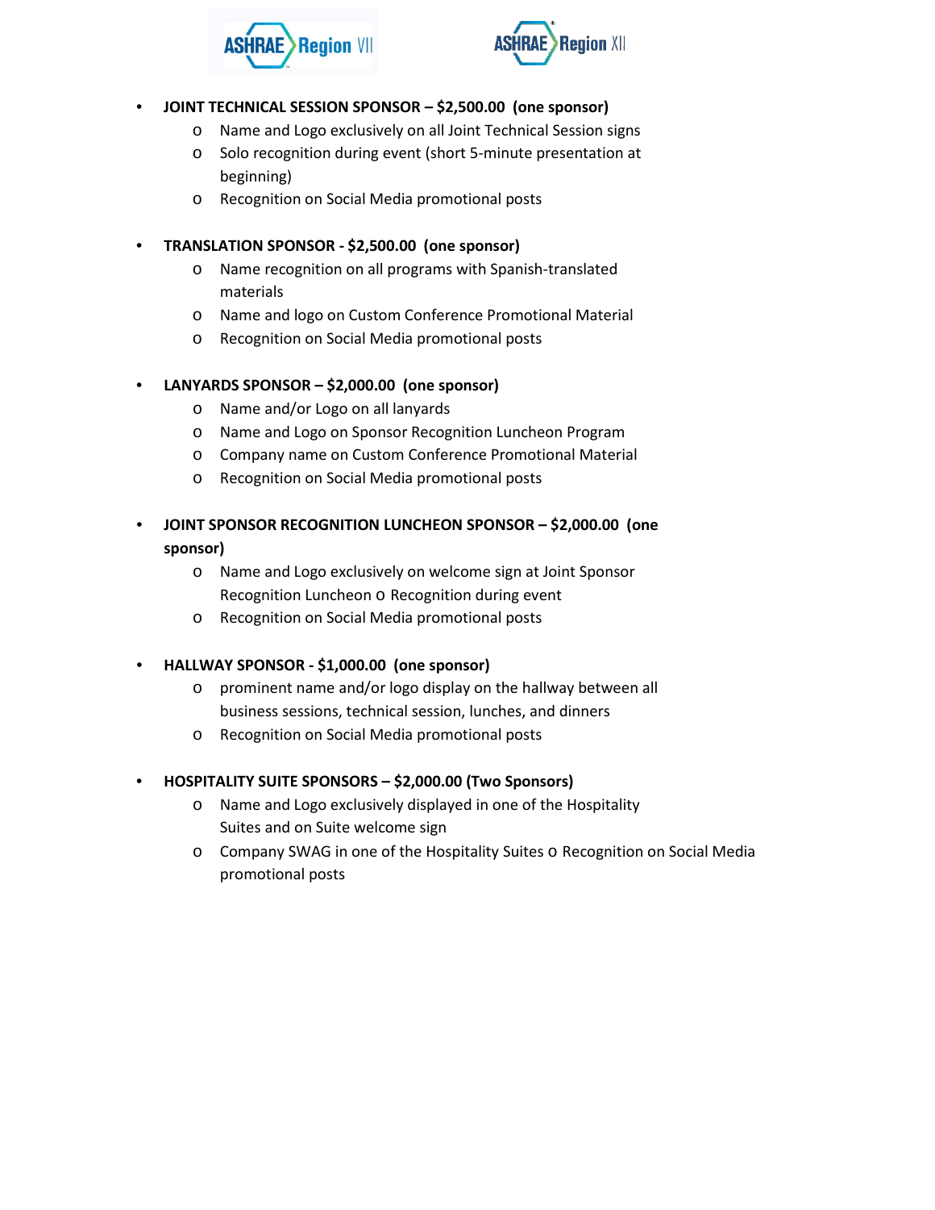- **JOINT TECHNICAL SESSION SPONSOR – $2,500.00 (one sponsor)**
  - Name and Logo exclusively on all Joint Technical Session signs
  - Solo recognition during event (short 5-minute presentation at beginning)
  - Recognition on Social Media promotional posts

- **TRANSLATION SPONSOR - $2,500.00 (one sponsor)**
  - Name recognition on all programs with Spanish-translated materials
  - Name and logo on Custom Conference Promotional Material
  - Recognition on Social Media promotional posts

- **LANYARDS SPONSOR – $2,000.00 (one sponsor)**
  - Name and/or Logo on all lanyards
  - Name and Logo on Sponsor Recognition Luncheon Program
  - Company name on Custom Conference Promotional Material
  - Recognition on Social Media promotional posts

- **JOINT SPONSOR RECOGNITION LUNCHEON SPONSOR – $2,000.00 (one sponsor)**
  - Name and Logo exclusively on welcome sign at Joint Sponsor Recognition Luncheon o Recognition during event
  - Recognition on Social Media promotional posts

- **HALLWAY SPONSOR - $1,000.00 (one sponsor)**
  - prominent name and/or logo display on the hallway between all business sessions, technical session, lunches, and dinners
  - Recognition on Social Media promotional posts

- **HOSPITALITY SUITE SPONSORS – $2,000.00 (Two Sponsors)**
  - Name and Logo exclusively displayed in one of the Hospitality Suites and on Suite welcome sign
  - Company SWAG in one of the Hospitality Suites o Recognition on Social Media promotional posts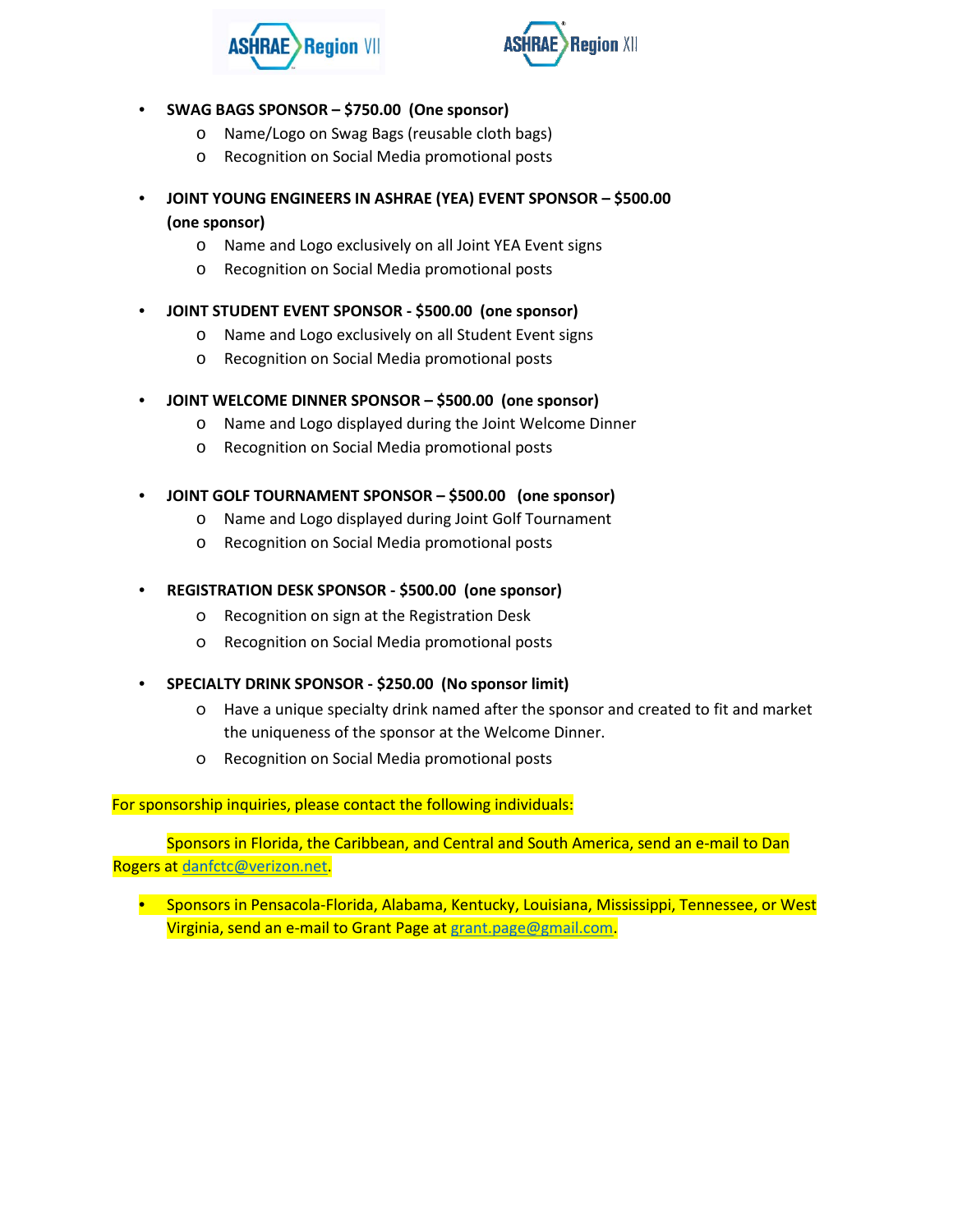- **SWAG BAGS SPONSOR – $750.00 (One sponsor)**
  - Name/Logo on Swag Bags (reusable cloth bags)
  - Recognition on Social Media promotional posts

- **JOINT YOUNG ENGINEERS IN ASHRAE (YEA) EVENT SPONSOR – $500.00 (one sponsor)**
  - Name and Logo exclusively on all Joint YEA Event signs
  - Recognition on Social Media promotional posts

- **JOINT STUDENT EVENT SPONSOR - $500.00 (one sponsor)**
  - Name and Logo exclusively on all Student Event signs
  - Recognition on Social Media promotional posts

- **JOINT WELCOME DINNER SPONSOR – $500.00 (one sponsor)**
  - Name and Logo displayed during the Joint Welcome Dinner
  - Recognition on Social Media promotional posts

- **JOINT GOLF TOURNAMENT SPONSOR – $500.00 (one sponsor)**
  - Name and Logo displayed during Joint Golf Tournament
  - Recognition on Social Media promotional posts

- **REGISTRATION DESK SPONSOR - $500.00 (one sponsor)**
  - Recognition on sign at the Registration Desk
  - Recognition on Social Media promotional posts

- **SPECIALTY DRINK SPONSOR - $250.00 (No sponsor limit)**
  - Have a unique specialty drink named after the sponsor and created to fit and market the uniqueness of the sponsor at the Welcome Dinner.
  - Recognition on Social Media promotional posts

For sponsorship inquiries, please contact the following individuals:

Sponsors in Florida, the Caribbean, and Central and South America, send an e-mail to Dan Rogers at danfctc@verizon.net.

- Sponsors in Pensacola-Florida, Alabama, Kentucky, Louisiana, Mississippi, Tennessee, or West Virginia, send an e-mail to Grant Page at grant.page@gmail.com.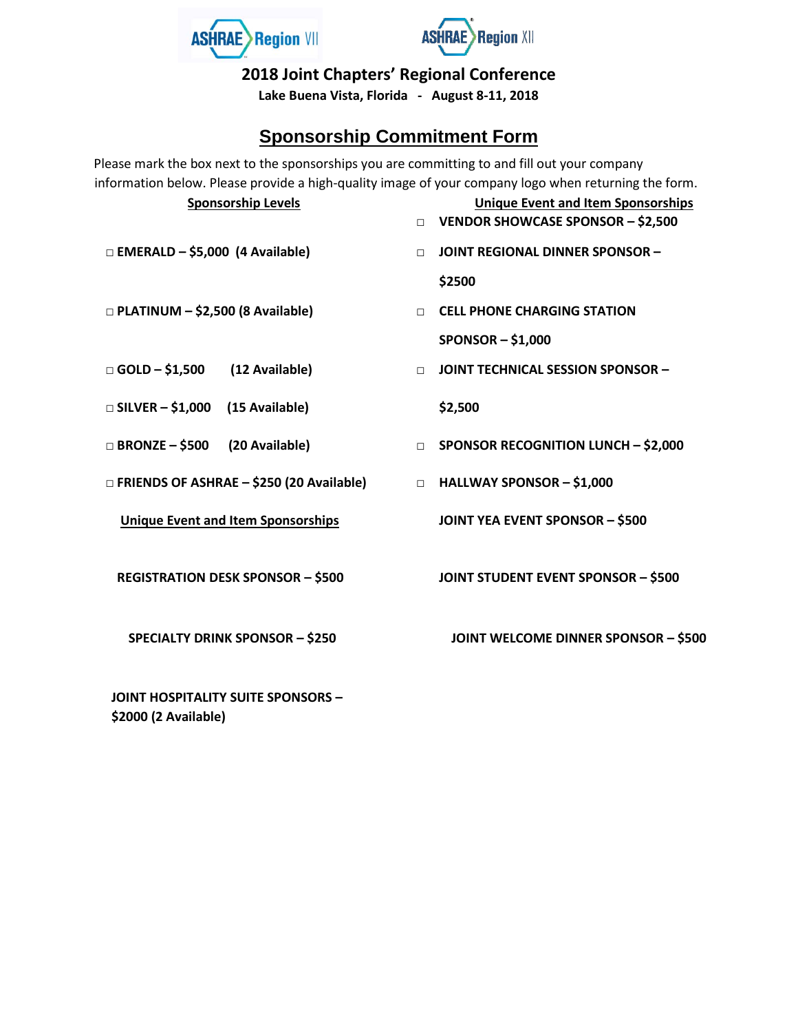**2018 Joint Chapters' Regional Conference**

**Lake Buena Vista, Florida - August 8-11, 2018**

## Sponsorship Commitment Form

Please mark the box next to the sponsorships you are committing to and fill out your company information below. Please provide a high-quality image of your company logo when returning the form.

**Sponsorship Levels**

- □ **EMERALD – $5,000 (4 Available)**
- □ **PLATINUM – $2,500 (8 Available)**
- □ **GOLD – $1,500 (12 Available)**
- □ **SILVER – $1,000 (15 Available)**
- □ **BRONZE – $500 (20 Available)**
- □ **FRIENDS OF ASHRAE – $250 (20 Available)**

**Unique Event and Item Sponsorships**

- **REGISTRATION DESK SPONSOR – $500**
- **SPECIALTY DRINK SPONSOR – $250**
- **JOINT HOSPITALITY SUITE SPONSORS – $2000 (2 Available)**

**Unique Event and Item Sponsorships**

- □ **VENDOR SHOWCASE SPONSOR – $2,500**
- □ **JOINT REGIONAL DINNER SPONSOR – $2500**
- □ **CELL PHONE CHARGING STATION SPONSOR – $1,000**
- □ **JOINT TECHNICAL SESSION SPONSOR – $2,500**
- □ **SPONSOR RECOGNITION LUNCH – $2,000**
- □ **HALLWAY SPONSOR – $1,000**
- **JOINT YEA EVENT SPONSOR – $500**
- **JOINT STUDENT EVENT SPONSOR – $500**
- **JOINT WELCOME DINNER SPONSOR – $500**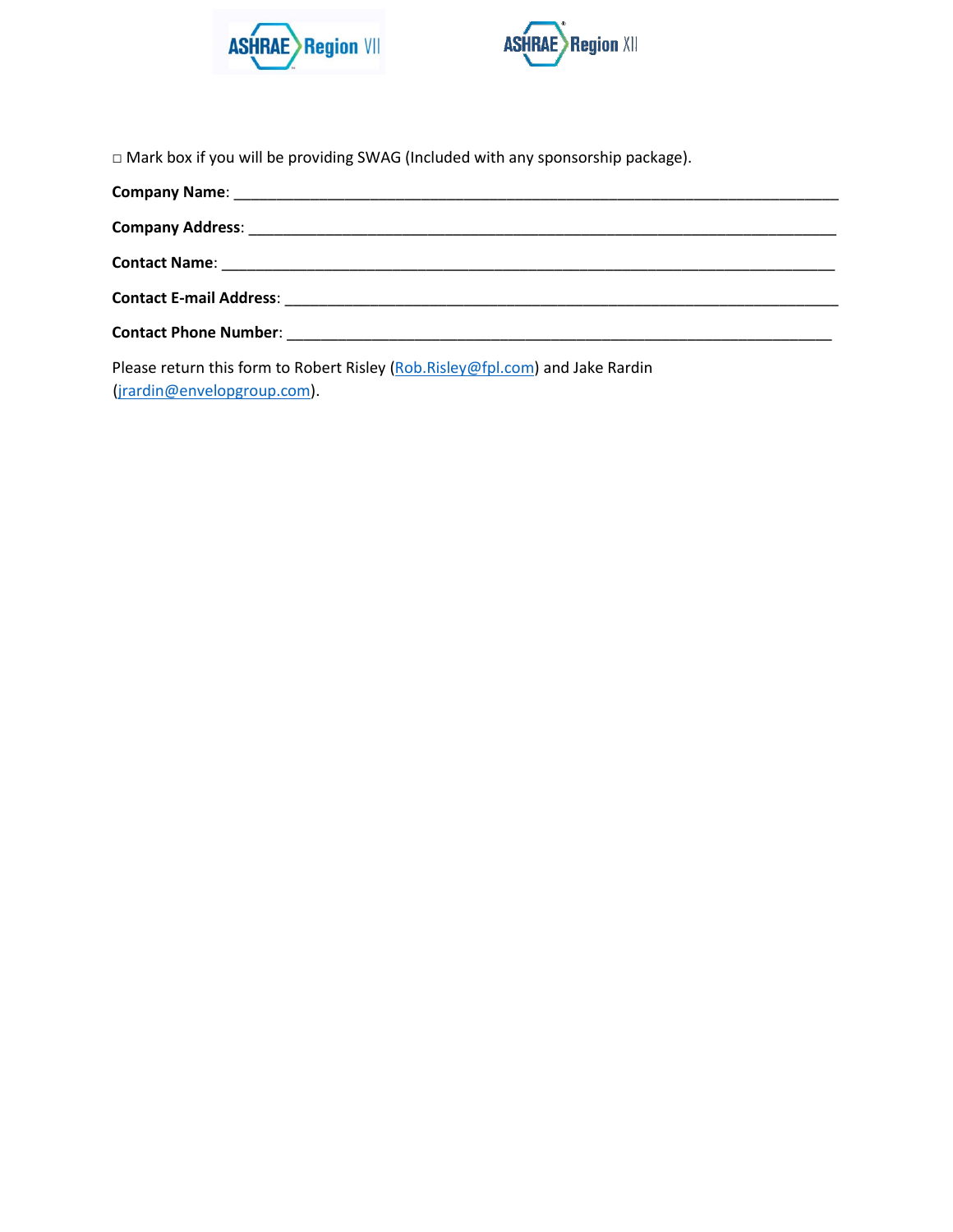□ Mark box if you will be providing SWAG (Included with any sponsorship package).

**Company Name**: ___________________________________________________________________________

**Company Address**: ________________________________________________________________________

**Contact Name**: ____________________________________________________________________________

**Contact E-mail Address**: ____________________________________________________________________

**Contact Phone Number**: ___________________________________________________________________

Please return this form to Robert Risley (Rob.Risley@fpl.com) and Jake Rardin (jrardin@envelopgroup.com).